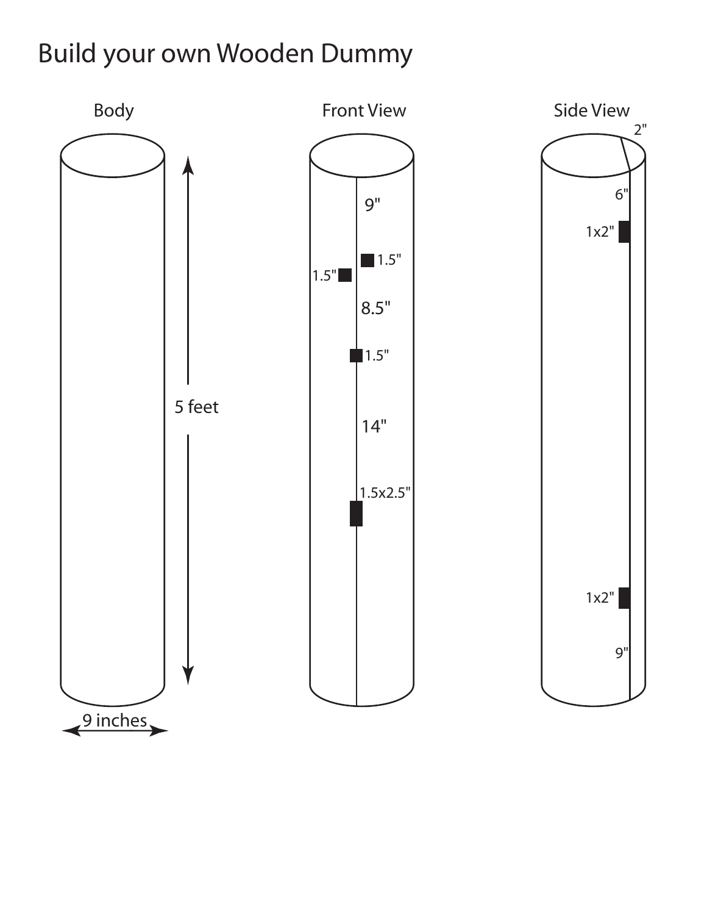# Build your own Wooden Dummy

Body

5 feet

9 inches

Front View

9"

1.5"

1.5"

8.5"

1.5"

14"

1.5x2.5"

Side View

2"

6"

1x2"

1x2"

9"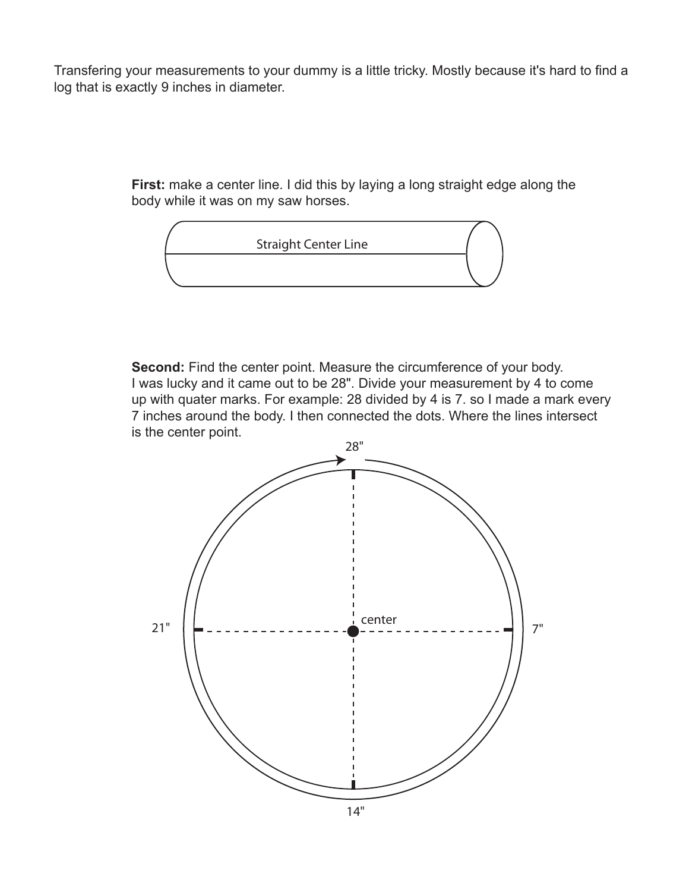Transfering your measurements to your dummy is a little tricky. Mostly because it's hard to find a log that is exactly 9 inches in diameter.

**First:** make a center line. I did this by laying a long straight edge along the body while it was on my saw horses.

Straight Center Line

**Second:** Find the center point. Measure the circumference of your body. I was lucky and it came out to be 28". Divide your measurement by 4 to come up with quater marks. For example: 28 divided by 4 is 7. so I made a mark every 7 inches around the body. I then connected the dots. Where the lines intersect is the center point.

28"

21"

center

7"

14"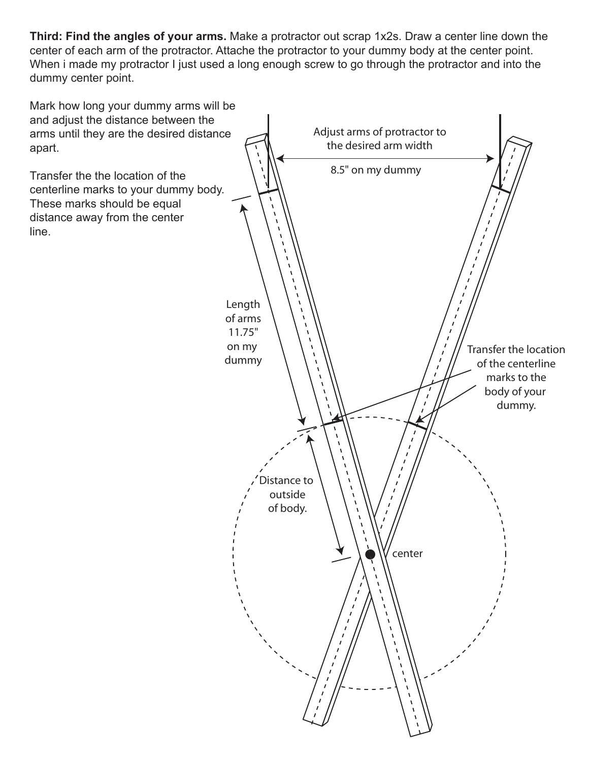**Third: Find the angles of your arms.** Make a protractor out scrap 1x2s. Draw a center line down the center of each arm of the protractor. Attache the protractor to your dummy body at the center point. When i made my protractor I just used a long enough screw to go through the protractor and into the dummy center point.

Mark how long your dummy arms will be and adjust the distance between the arms until they are the desired distance apart.

Transfer the the location of the centerline marks to your dummy body. These marks should be equal distance away from the center line.

Adjust arms of protractor to the desired arm width

8.5" on my dummy

Length of arms 11.75" on my dummy

Transfer the location of the centerline marks to the body of your dummy.

Distance to outside of body.

center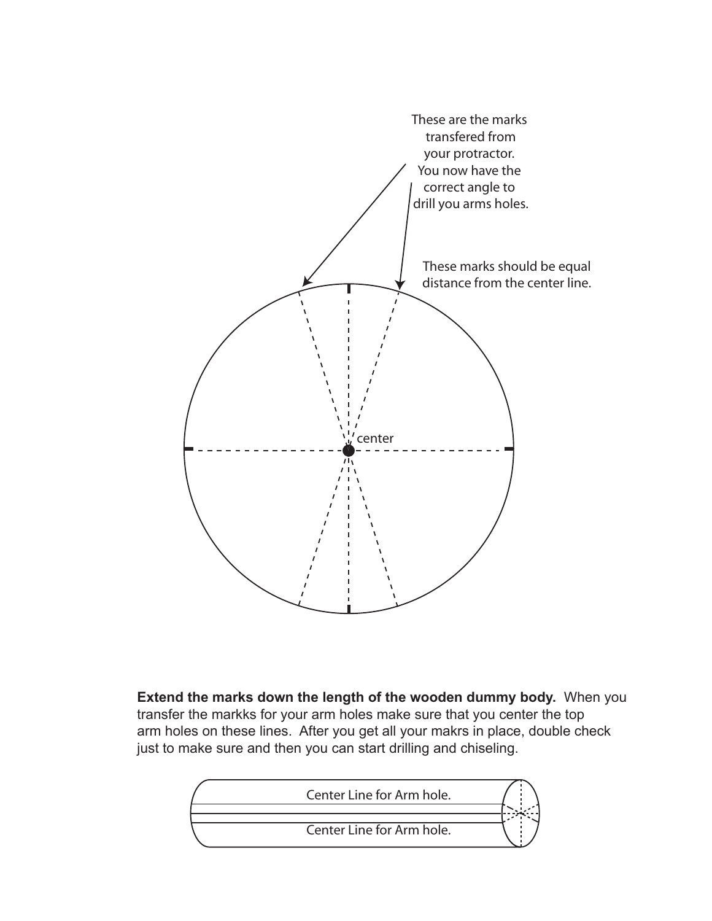These are the marks transfered from your protractor. You now have the correct angle to drill you arms holes.

These marks should be equal distance from the center line.

center

**Extend the marks down the length of the wooden dummy body.** When you transfer the markks for your arm holes make sure that you center the top arm holes on these lines. After you get all your makrs in place, double check just to make sure and then you can start drilling and chiseling.

Center Line for Arm hole.

Center Line for Arm hole.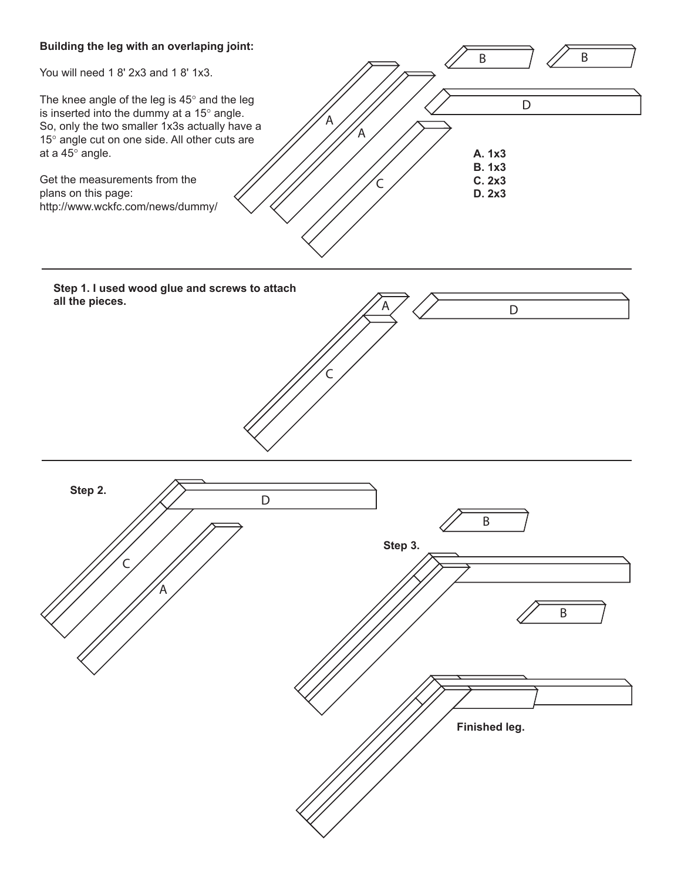**Building the leg with an overlaping joint:**

You will need 1 8' 2x3 and 1 8' 1x3.

The knee angle of the leg is 45° and the leg is inserted into the dummy at a 15° angle. So, only the two smaller 1x3s actually have a 15° angle cut on one side. All other cuts are at a 45° angle.

Get the measurements from the plans on this page:
http://www.wckfc.com/news/dummy/

**A. 1x3**
**B. 1x3**
**C. 2x3**
**D. 2x3**

---

**Step 1. I used wood glue and screws to attach all the pieces.**

---

**Step 2.**

**Step 3.**

**Finished leg.**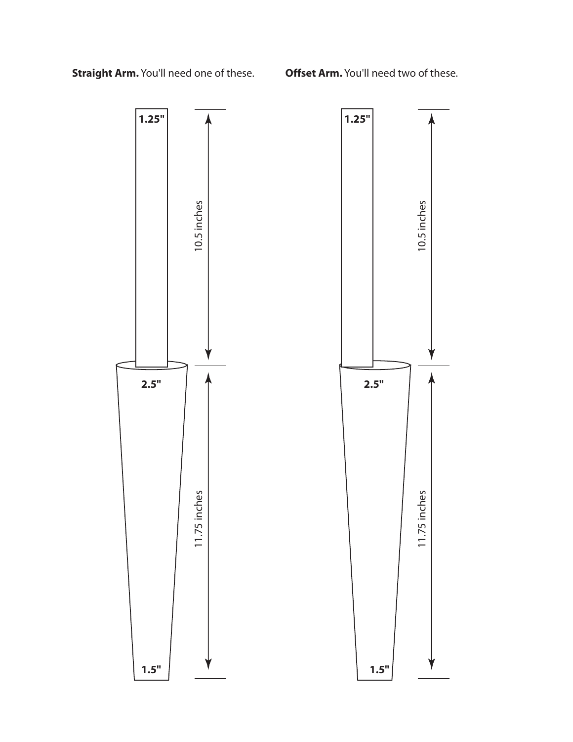**Straight Arm.** You'll need one of these.

1.25"

10.5 inches

2.5"

11.75 inches

1.5"

**Offset Arm.** You'll need two of these.

1.25"

10.5 inches

2.5"

11.75 inches

1.5"